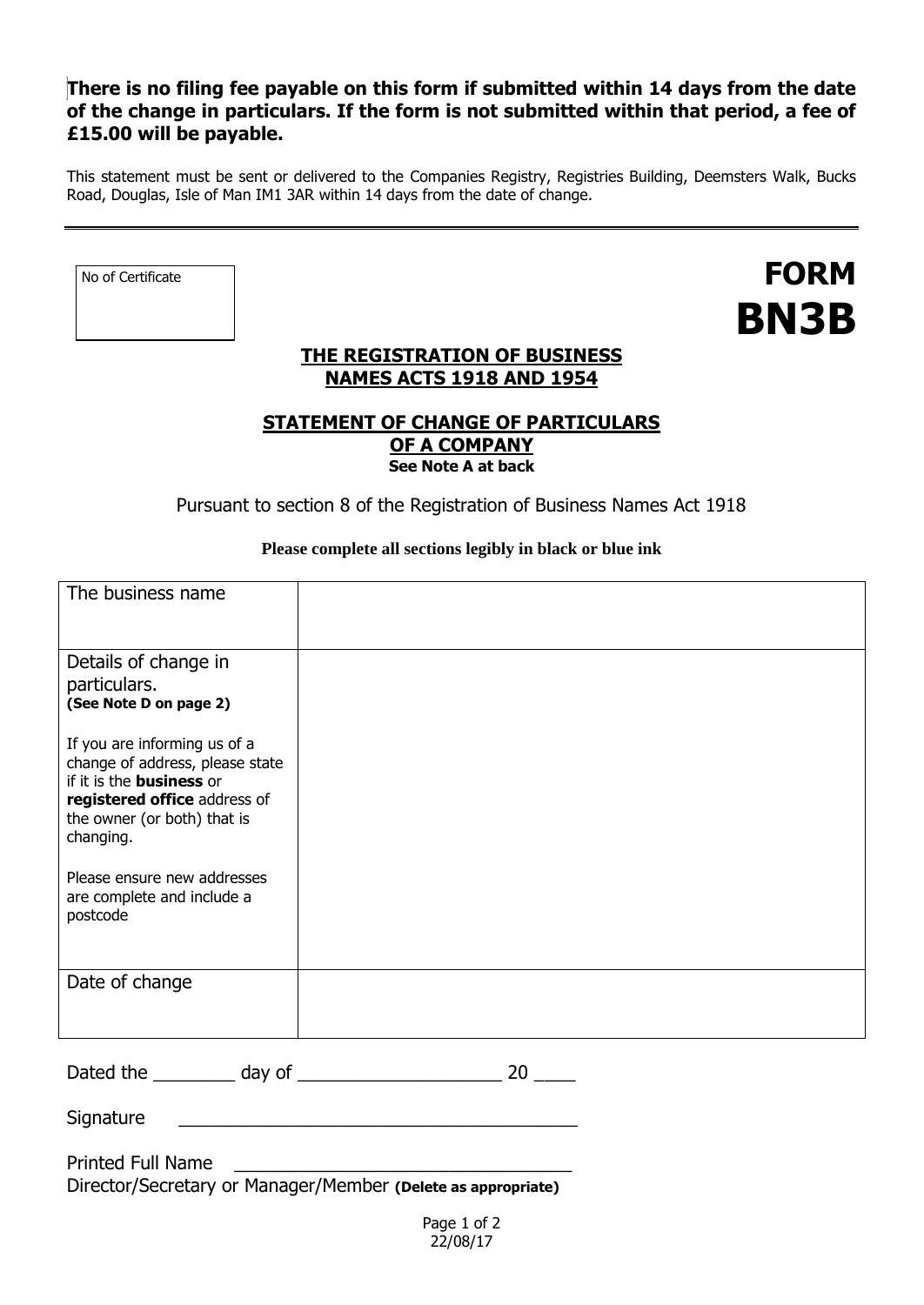**There is no filing fee payable on this form if submitted within 14 days from the date of the change in particulars. If the form is not submitted within that period, a fee of £15.00 will be payable.**

This statement must be sent or delivered to the Companies Registry, Registries Building, Deemsters Walk, Bucks Road, Douglas, Isle of Man IM1 3AR within 14 days from the date of change.

---

| No of Certificate |
| --- |
| |

# FORM BN3B

## THE REGISTRATION OF BUSINESS NAMES ACTS 1918 AND 1954

## STATEMENT OF CHANGE OF PARTICULARS OF A COMPANY

**See Note A at back**

Pursuant to section 8 of the Registration of Business Names Act 1918

**Please complete all sections legibly in black or blue ink**

| | |
| --- | --- |
| The business name | |
| Details of change in particulars. **(See Note D on page 2)**<br><br>If you are informing us of a change of address, please state if it is the **business** or **registered office** address of the owner (or both) that is changing.<br><br>Please ensure new addresses are complete and include a postcode | |
| Date of change | |

Dated the ________ day of ____________________ 20 ____

Signature ________________________________________

Printed Full Name ________________________________

Director/Secretary or Manager/Member **(Delete as appropriate)**

22/08/17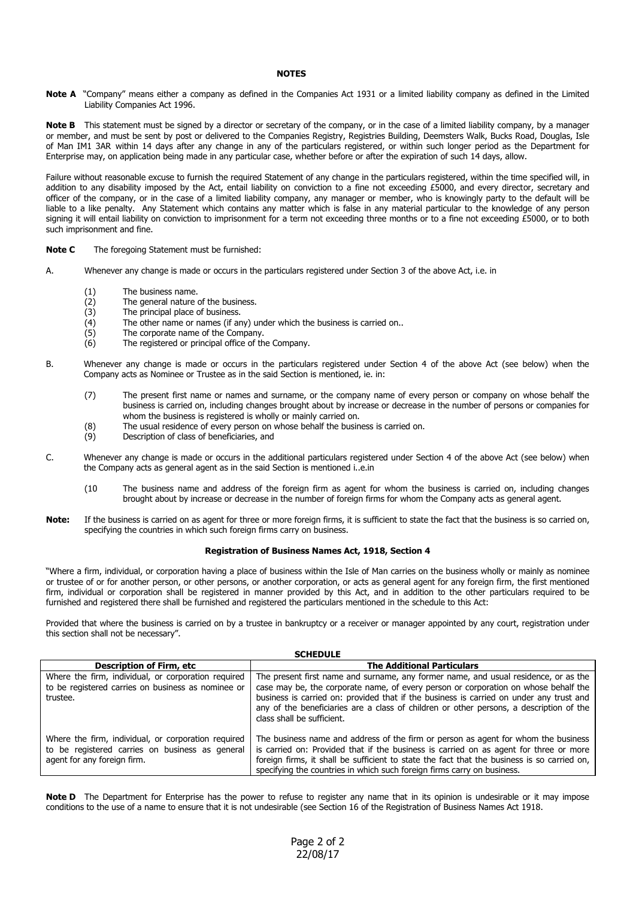## NOTES

**Note A** "Company" means either a company as defined in the Companies Act 1931 or a limited liability company as defined in the Limited Liability Companies Act 1996.

**Note B** This statement must be signed by a director or secretary of the company, or in the case of a limited liability company, by a manager or member, and must be sent by post or delivered to the Companies Registry, Registries Building, Deemsters Walk, Bucks Road, Douglas, Isle of Man IM1 3AR within 14 days after any change in any of the particulars registered, or within such longer period as the Department for Enterprise may, on application being made in any particular case, whether before or after the expiration of such 14 days, allow.

Failure without reasonable excuse to furnish the required Statement of any change in the particulars registered, within the time specified will, in addition to any disability imposed by the Act, entail liability on conviction to a fine not exceeding £5000, and every director, secretary and officer of the company, or in the case of a limited liability company, any manager or member, who is knowingly party to the default will be liable to a like penalty. Any Statement which contains any matter which is false in any material particular to the knowledge of any person signing it will entail liability on conviction to imprisonment for a term not exceeding three months or to a fine not exceeding £5000, or to both such imprisonment and fine.

**Note C** The foregoing Statement must be furnished:

A. Whenever any change is made or occurs in the particulars registered under Section 3 of the above Act, i.e. in

(1) The business name.
(2) The general nature of the business.
(3) The principal place of business.
(4) The other name or names (if any) under which the business is carried on..
(5) The corporate name of the Company.
(6) The registered or principal office of the Company.

B. Whenever any change is made or occurs in the particulars registered under Section 4 of the above Act (see below) when the Company acts as Nominee or Trustee as in the said Section is mentioned, ie. in:

(7) The present first name or names and surname, or the company name of every person or company on whose behalf the business is carried on, including changes brought about by increase or decrease in the number of persons or companies for whom the business is registered is wholly or mainly carried on.
(8) The usual residence of every person on whose behalf the business is carried on.
(9) Description of class of beneficiaries, and

C. Whenever any change is made or occurs in the additional particulars registered under Section 4 of the above Act (see below) when the Company acts as general agent as in the said Section is mentioned i..e.in

(10 The business name and address of the foreign firm as agent for whom the business is carried on, including changes brought about by increase or decrease in the number of foreign firms for whom the Company acts as general agent.

**Note:** If the business is carried on as agent for three or more foreign firms, it is sufficient to state the fact that the business is so carried on, specifying the countries in which such foreign firms carry on business.

### Registration of Business Names Act, 1918, Section 4

"Where a firm, individual, or corporation having a place of business within the Isle of Man carries on the business wholly or mainly as nominee or trustee of or for another person, or other persons, or another corporation, or acts as general agent for any foreign firm, the first mentioned firm, individual or corporation shall be registered in manner provided by this Act, and in addition to the other particulars required to be furnished and registered there shall be furnished and registered the particulars mentioned in the schedule to this Act:

Provided that where the business is carried on by a trustee in bankruptcy or a receiver or manager appointed by any court, registration under this section shall not be necessary".

### SCHEDULE

| Description of Firm, etc | The Additional Particulars |
|---|---|
| Where the firm, individual, or corporation required to be registered carries on business as nominee or trustee. | The present first name and surname, any former name, and usual residence, or as the case may be, the corporate name, of every person or corporation on whose behalf the business is carried on: provided that if the business is carried on under any trust and any of the beneficiaries are a class of children or other persons, a description of the class shall be sufficient. |
| Where the firm, individual, or corporation required to be registered carries on business as general agent for any foreign firm. | The business name and address of the firm or person as agent for whom the business is carried on: Provided that if the business is carried on as agent for three or more foreign firms, it shall be sufficient to state the fact that the business is so carried on, specifying the countries in which such foreign firms carry on business. |

**Note D** The Department for Enterprise has the power to refuse to register any name that in its opinion is undesirable or it may impose conditions to the use of a name to ensure that it is not undesirable (see Section 16 of the Registration of Business Names Act 1918.

22/08/17